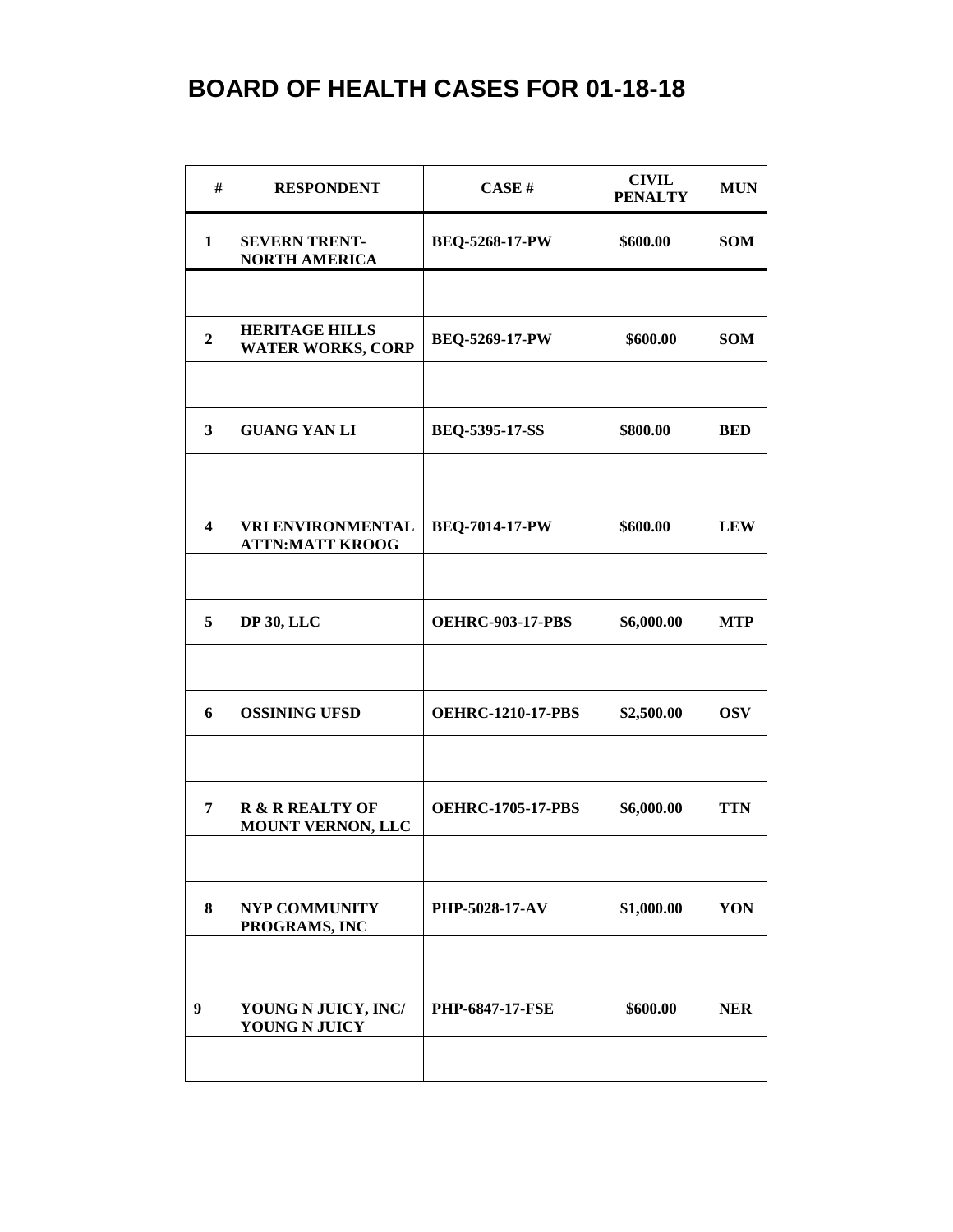# BOARD OF HEALTH CASES FOR 01-18-18

| # | RESPONDENT | CASE # | CIVIL PENALTY | MUN |
|---|---|---|---|---|
| 1 | SEVERN TRENT-NORTH AMERICA | BEQ-5268-17-PW | $600.00 | SOM |
| | | | | |
| 2 | HERITAGE HILLS WATER WORKS, CORP | BEQ-5269-17-PW | $600.00 | SOM |
| | | | | |
| 3 | GUANG YAN LI | BEQ-5395-17-SS | $800.00 | BED |
| | | | | |
| 4 | VRI ENVIRONMENTAL ATTN:MATT KROOG | BEQ-7014-17-PW | $600.00 | LEW |
| | | | | |
| 5 | DP 30, LLC | OEHRC-903-17-PBS | $6,000.00 | MTP |
| | | | | |
| 6 | OSSINING UFSD | OEHRC-1210-17-PBS | $2,500.00 | OSV |
| | | | | |
| 7 | R & R REALTY OF MOUNT VERNON, LLC | OEHRC-1705-17-PBS | $6,000.00 | TTN |
| | | | | |
| 8 | NYP COMMUNITY PROGRAMS, INC | PHP-5028-17-AV | $1,000.00 | YON |
| | | | | |
| 9 | YOUNG N JUICY, INC/ YOUNG N JUICY | PHP-6847-17-FSE | $600.00 | NER |
| | | | | |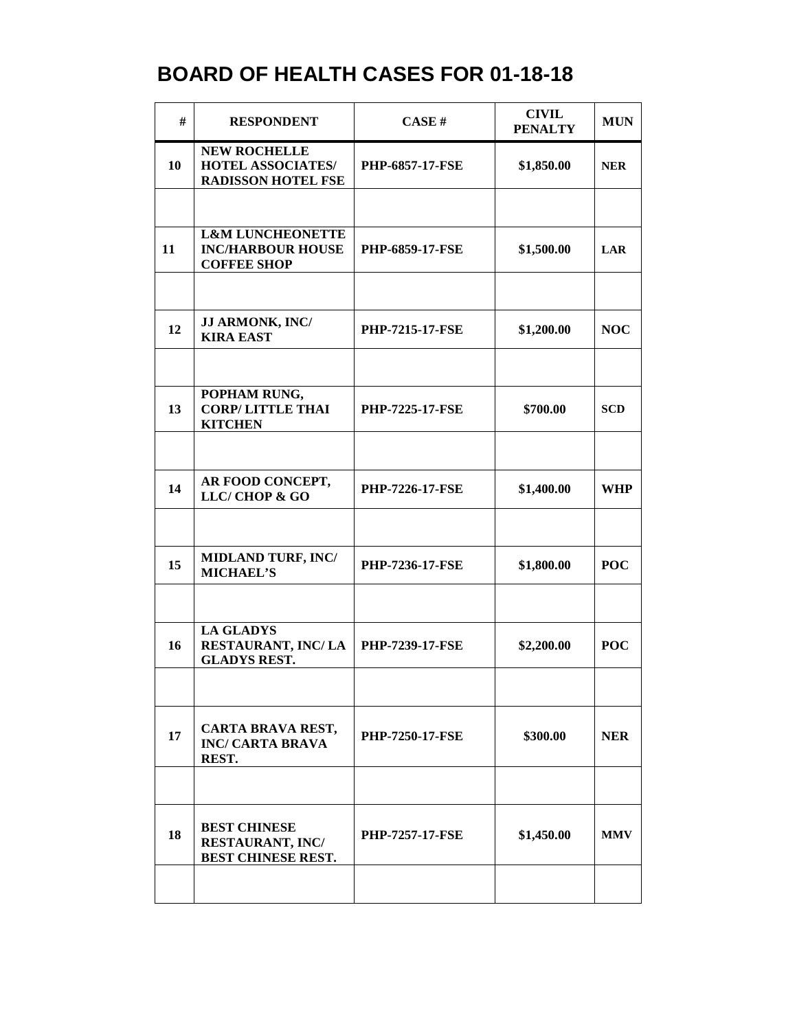# BOARD OF HEALTH CASES FOR 01-18-18

| # | RESPONDENT | CASE # | CIVIL PENALTY | MUN |
|---|---|---|---|---|
| 10 | NEW ROCHELLE HOTEL ASSOCIATES/ RADISSON HOTEL FSE | PHP-6857-17-FSE | $1,850.00 | NER |
| | | | | |
| 11 | L&M LUNCHEONETTE INC/HARBOUR HOUSE COFFEE SHOP | PHP-6859-17-FSE | $1,500.00 | LAR |
| | | | | |
| 12 | JJ ARMONK, INC/ KIRA EAST | PHP-7215-17-FSE | $1,200.00 | NOC |
| | | | | |
| 13 | POPHAM RUNG, CORP/ LITTLE THAI KITCHEN | PHP-7225-17-FSE | $700.00 | SCD |
| | | | | |
| 14 | AR FOOD CONCEPT, LLC/ CHOP & GO | PHP-7226-17-FSE | $1,400.00 | WHP |
| | | | | |
| 15 | MIDLAND TURF, INC/ MICHAEL'S | PHP-7236-17-FSE | $1,800.00 | POC |
| | | | | |
| 16 | LA GLADYS RESTAURANT, INC/ LA GLADYS REST. | PHP-7239-17-FSE | $2,200.00 | POC |
| | | | | |
| 17 | CARTA BRAVA REST, INC/ CARTA BRAVA REST. | PHP-7250-17-FSE | $300.00 | NER |
| | | | | |
| 18 | BEST CHINESE RESTAURANT, INC/ BEST CHINESE REST. | PHP-7257-17-FSE | $1,450.00 | MMV |
| | | | | |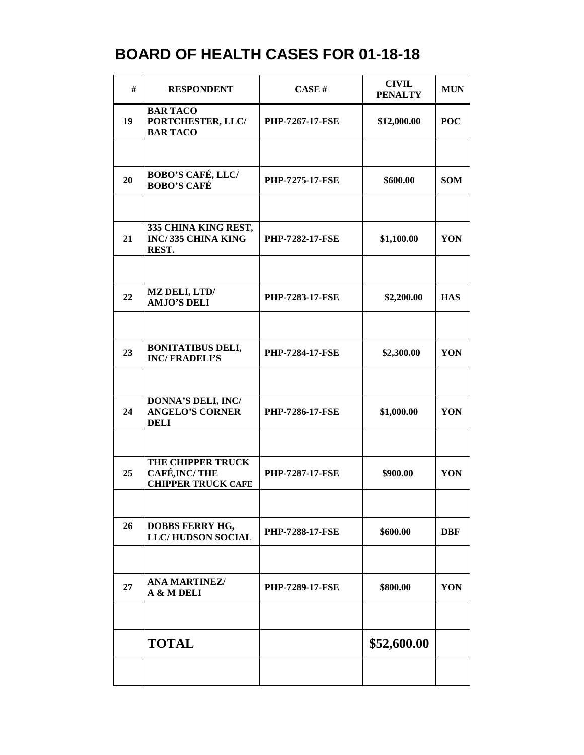# BOARD OF HEALTH CASES FOR 01-18-18

| # | RESPONDENT | CASE # | CIVIL PENALTY | MUN |
|---|---|---|---|---|
| 19 | BAR TACO PORTCHESTER, LLC/ BAR TACO | PHP-7267-17-FSE | $12,000.00 | POC |
| | | | | |
| 20 | BOBO'S CAFÉ, LLC/ BOBO'S CAFÉ | PHP-7275-17-FSE | $600.00 | SOM |
| | | | | |
| 21 | 335 CHINA KING REST, INC/ 335 CHINA KING REST. | PHP-7282-17-FSE | $1,100.00 | YON |
| | | | | |
| 22 | MZ DELI, LTD/ AMJO'S DELI | PHP-7283-17-FSE | $2,200.00 | HAS |
| | | | | |
| 23 | BONITATIBUS DELI, INC/ FRADELI'S | PHP-7284-17-FSE | $2,300.00 | YON |
| | | | | |
| 24 | DONNA'S DELI, INC/ ANGELO'S CORNER DELI | PHP-7286-17-FSE | $1,000.00 | YON |
| | | | | |
| 25 | THE CHIPPER TRUCK CAFÉ,INC/ THE CHIPPER TRUCK CAFE | PHP-7287-17-FSE | $900.00 | YON |
| | | | | |
| 26 | DOBBS FERRY HG, LLC/ HUDSON SOCIAL | PHP-7288-17-FSE | $600.00 | DBF |
| | | | | |
| 27 | ANA MARTINEZ/ A & M DELI | PHP-7289-17-FSE | $800.00 | YON |
| | | | | |
| | **TOTAL** | | **$52,600.00** | |
| | | | | |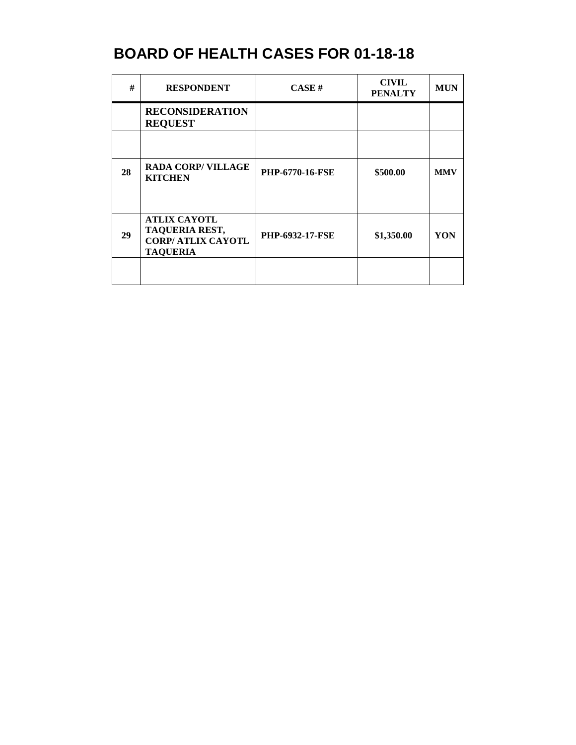# BOARD OF HEALTH CASES FOR 01-18-18

| # | RESPONDENT | CASE # | CIVIL PENALTY | MUN |
|---|---|---|---|---|
| | **RECONSIDERATION REQUEST** | | | |
| | | | | |
| 28 | RADA CORP/ VILLAGE KITCHEN | PHP-6770-16-FSE | \$500.00 | MMV |
| | | | | |
| 29 | ATLIX CAYOTL TAQUERIA REST, CORP/ ATLIX CAYOTL TAQUERIA | PHP-6932-17-FSE | \$1,350.00 | YON |
| | | | | |